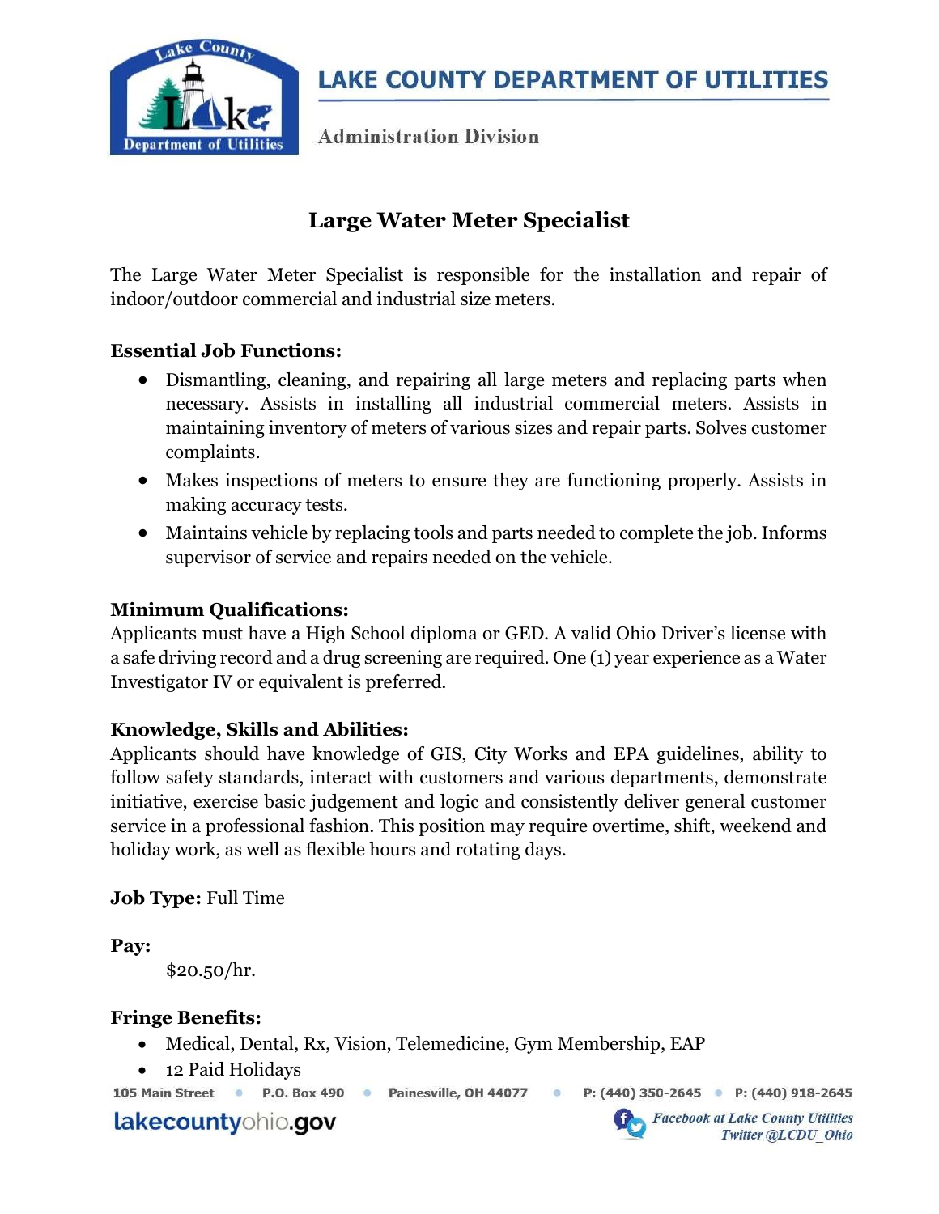# LAKE COUNTY DEPARTMENT OF UTILITIES

Administration Division

## Large Water Meter Specialist

The Large Water Meter Specialist is responsible for the installation and repair of indoor/outdoor commercial and industrial size meters.

**Essential Job Functions:**

- Dismantling, cleaning, and repairing all large meters and replacing parts when necessary. Assists in installing all industrial commercial meters. Assists in maintaining inventory of meters of various sizes and repair parts. Solves customer complaints.
- Makes inspections of meters to ensure they are functioning properly. Assists in making accuracy tests.
- Maintains vehicle by replacing tools and parts needed to complete the job. Informs supervisor of service and repairs needed on the vehicle.

**Minimum Qualifications:**

Applicants must have a High School diploma or GED. A valid Ohio Driver's license with a safe driving record and a drug screening are required. One (1) year experience as a Water Investigator IV or equivalent is preferred.

**Knowledge, Skills and Abilities:**

Applicants should have knowledge of GIS, City Works and EPA guidelines, ability to follow safety standards, interact with customers and various departments, demonstrate initiative, exercise basic judgement and logic and consistently deliver general customer service in a professional fashion. This position may require overtime, shift, weekend and holiday work, as well as flexible hours and rotating days.

**Job Type:** Full Time

**Pay:**

$20.50/hr.

**Fringe Benefits:**

- Medical, Dental, Rx, Vision, Telemedicine, Gym Membership, EAP
- 12 Paid Holidays

105 Main Street • P.O. Box 490 • Painesville, OH 44077 • P: (440) 350-2645 • P: (440) 918-2645

lakecountyohio.gov

*Facebook at Lake County Utilities*
*Twitter @LCDU_Ohio*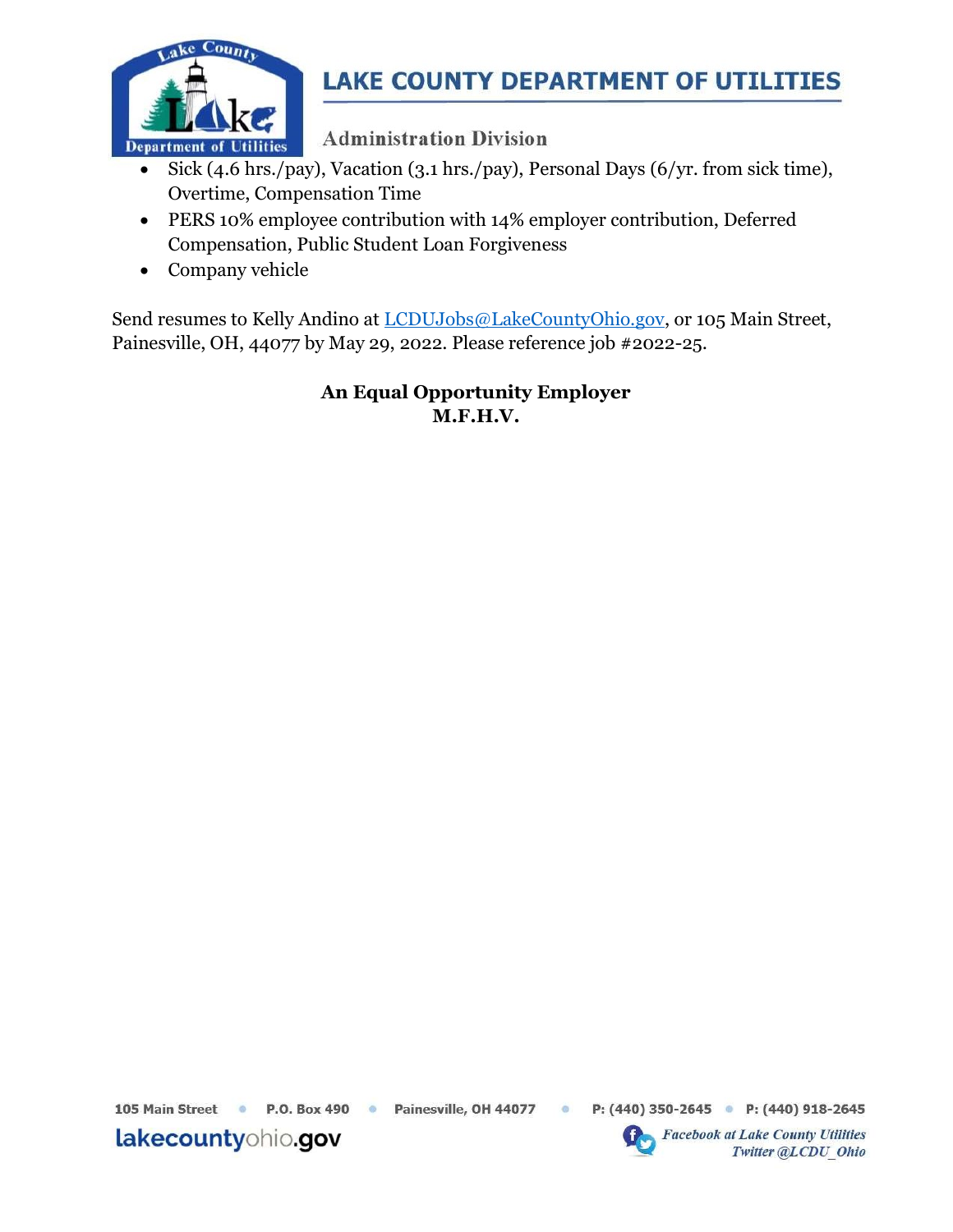- Sick (4.6 hrs./pay), Vacation (3.1 hrs./pay), Personal Days (6/yr. from sick time), Overtime, Compensation Time
- PERS 10% employee contribution with 14% employer contribution, Deferred Compensation, Public Student Loan Forgiveness
- Company vehicle

Send resumes to Kelly Andino at LCDUJobs@LakeCountyOhio.gov, or 105 Main Street, Painesville, OH, 44077 by May 29, 2022. Please reference job #2022-25.

**An Equal Opportunity Employer**
**M.F.H.V.**